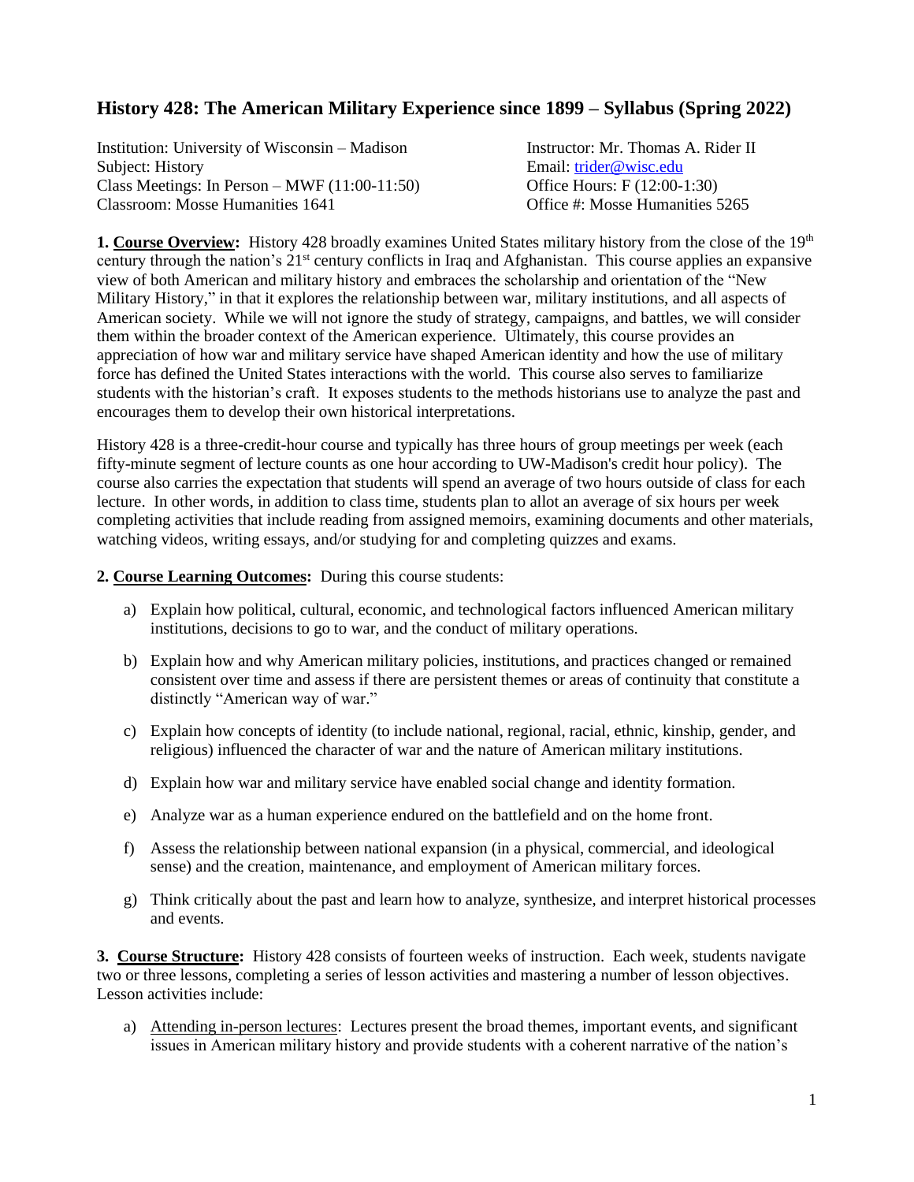# History 428: The American Military Experience since 1899 – Syllabus (Spring 2022)

Institution: University of Wisconsin – Madison
Subject: History
Class Meetings: In Person – MWF (11:00-11:50)
Classroom: Mosse Humanities 1641

Instructor: Mr. Thomas A. Rider II
Email: trider@wisc.edu
Office Hours: F (12:00-1:30)
Office #: Mosse Humanities 5265

**1. Course Overview:** History 428 broadly examines United States military history from the close of the 19th century through the nation's 21st century conflicts in Iraq and Afghanistan. This course applies an expansive view of both American and military history and embraces the scholarship and orientation of the "New Military History," in that it explores the relationship between war, military institutions, and all aspects of American society. While we will not ignore the study of strategy, campaigns, and battles, we will consider them within the broader context of the American experience. Ultimately, this course provides an appreciation of how war and military service have shaped American identity and how the use of military force has defined the United States interactions with the world. This course also serves to familiarize students with the historian's craft. It exposes students to the methods historians use to analyze the past and encourages them to develop their own historical interpretations.

History 428 is a three-credit-hour course and typically has three hours of group meetings per week (each fifty-minute segment of lecture counts as one hour according to UW-Madison's credit hour policy). The course also carries the expectation that students will spend an average of two hours outside of class for each lecture. In other words, in addition to class time, students plan to allot an average of six hours per week completing activities that include reading from assigned memoirs, examining documents and other materials, watching videos, writing essays, and/or studying for and completing quizzes and exams.

**2. Course Learning Outcomes:** During this course students:

a) Explain how political, cultural, economic, and technological factors influenced American military institutions, decisions to go to war, and the conduct of military operations.

b) Explain how and why American military policies, institutions, and practices changed or remained consistent over time and assess if there are persistent themes or areas of continuity that constitute a distinctly "American way of war."

c) Explain how concepts of identity (to include national, regional, racial, ethnic, kinship, gender, and religious) influenced the character of war and the nature of American military institutions.

d) Explain how war and military service have enabled social change and identity formation.

e) Analyze war as a human experience endured on the battlefield and on the home front.

f) Assess the relationship between national expansion (in a physical, commercial, and ideological sense) and the creation, maintenance, and employment of American military forces.

g) Think critically about the past and learn how to analyze, synthesize, and interpret historical processes and events.

**3. Course Structure:** History 428 consists of fourteen weeks of instruction. Each week, students navigate two or three lessons, completing a series of lesson activities and mastering a number of lesson objectives. Lesson activities include:

a) Attending in-person lectures: Lectures present the broad themes, important events, and significant issues in American military history and provide students with a coherent narrative of the nation's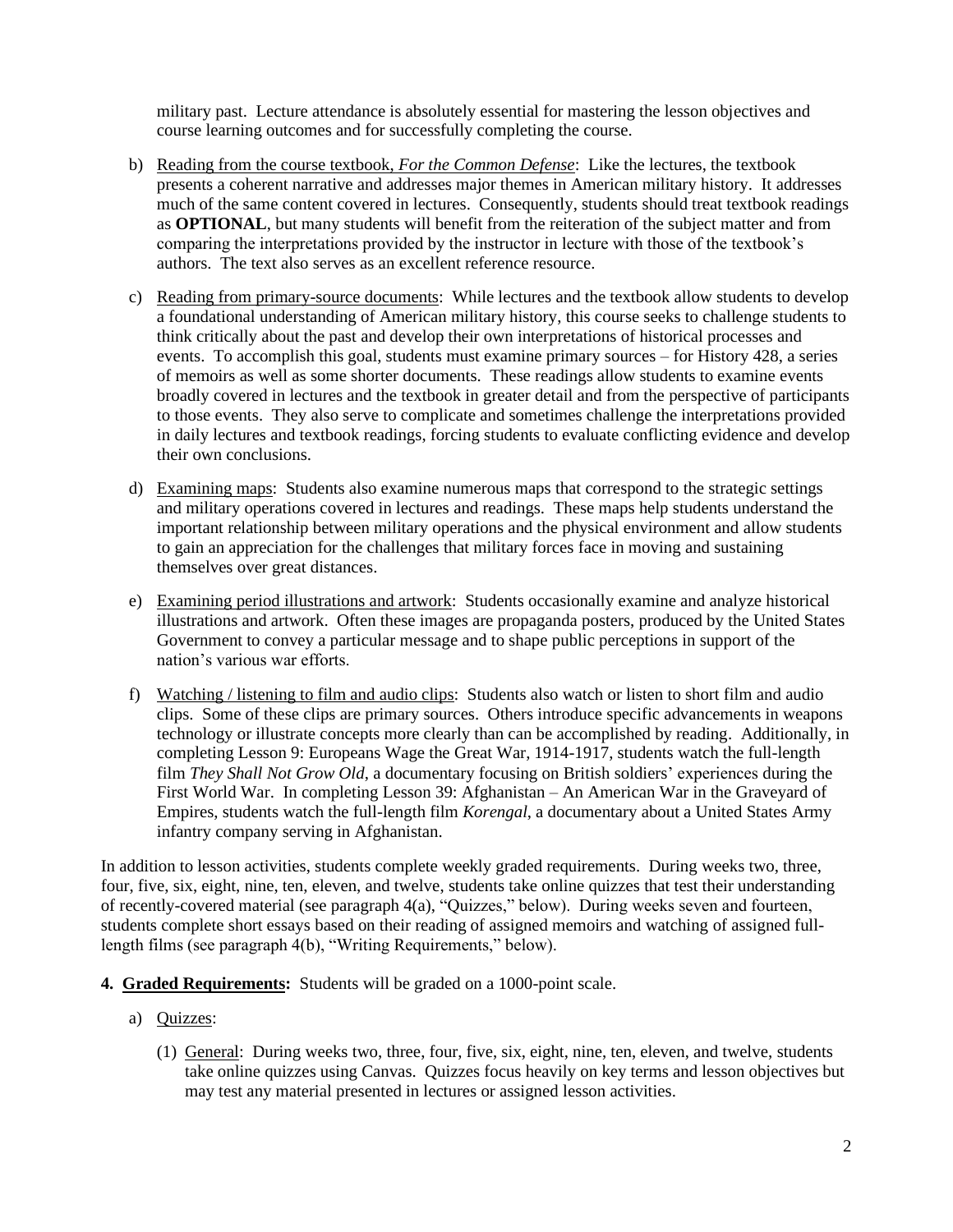military past. Lecture attendance is absolutely essential for mastering the lesson objectives and course learning outcomes and for successfully completing the course.

b) Reading from the course textbook, *For the Common Defense*: Like the lectures, the textbook presents a coherent narrative and addresses major themes in American military history. It addresses much of the same content covered in lectures. Consequently, students should treat textbook readings as **OPTIONAL**, but many students will benefit from the reiteration of the subject matter and from comparing the interpretations provided by the instructor in lecture with those of the textbook's authors. The text also serves as an excellent reference resource.

c) Reading from primary-source documents: While lectures and the textbook allow students to develop a foundational understanding of American military history, this course seeks to challenge students to think critically about the past and develop their own interpretations of historical processes and events. To accomplish this goal, students must examine primary sources – for History 428, a series of memoirs as well as some shorter documents. These readings allow students to examine events broadly covered in lectures and the textbook in greater detail and from the perspective of participants to those events. They also serve to complicate and sometimes challenge the interpretations provided in daily lectures and textbook readings, forcing students to evaluate conflicting evidence and develop their own conclusions.

d) Examining maps: Students also examine numerous maps that correspond to the strategic settings and military operations covered in lectures and readings. These maps help students understand the important relationship between military operations and the physical environment and allow students to gain an appreciation for the challenges that military forces face in moving and sustaining themselves over great distances.

e) Examining period illustrations and artwork: Students occasionally examine and analyze historical illustrations and artwork. Often these images are propaganda posters, produced by the United States Government to convey a particular message and to shape public perceptions in support of the nation's various war efforts.

f) Watching / listening to film and audio clips: Students also watch or listen to short film and audio clips. Some of these clips are primary sources. Others introduce specific advancements in weapons technology or illustrate concepts more clearly than can be accomplished by reading. Additionally, in completing Lesson 9: Europeans Wage the Great War, 1914-1917, students watch the full-length film *They Shall Not Grow Old*, a documentary focusing on British soldiers' experiences during the First World War. In completing Lesson 39: Afghanistan – An American War in the Graveyard of Empires, students watch the full-length film *Korengal*, a documentary about a United States Army infantry company serving in Afghanistan.

In addition to lesson activities, students complete weekly graded requirements. During weeks two, three, four, five, six, eight, nine, ten, eleven, and twelve, students take online quizzes that test their understanding of recently-covered material (see paragraph 4(a), "Quizzes," below). During weeks seven and fourteen, students complete short essays based on their reading of assigned memoirs and watching of assigned full-length films (see paragraph 4(b), "Writing Requirements," below).

**4. Graded Requirements:** Students will be graded on a 1000-point scale.

a) Quizzes:

(1) General: During weeks two, three, four, five, six, eight, nine, ten, eleven, and twelve, students take online quizzes using Canvas. Quizzes focus heavily on key terms and lesson objectives but may test any material presented in lectures or assigned lesson activities.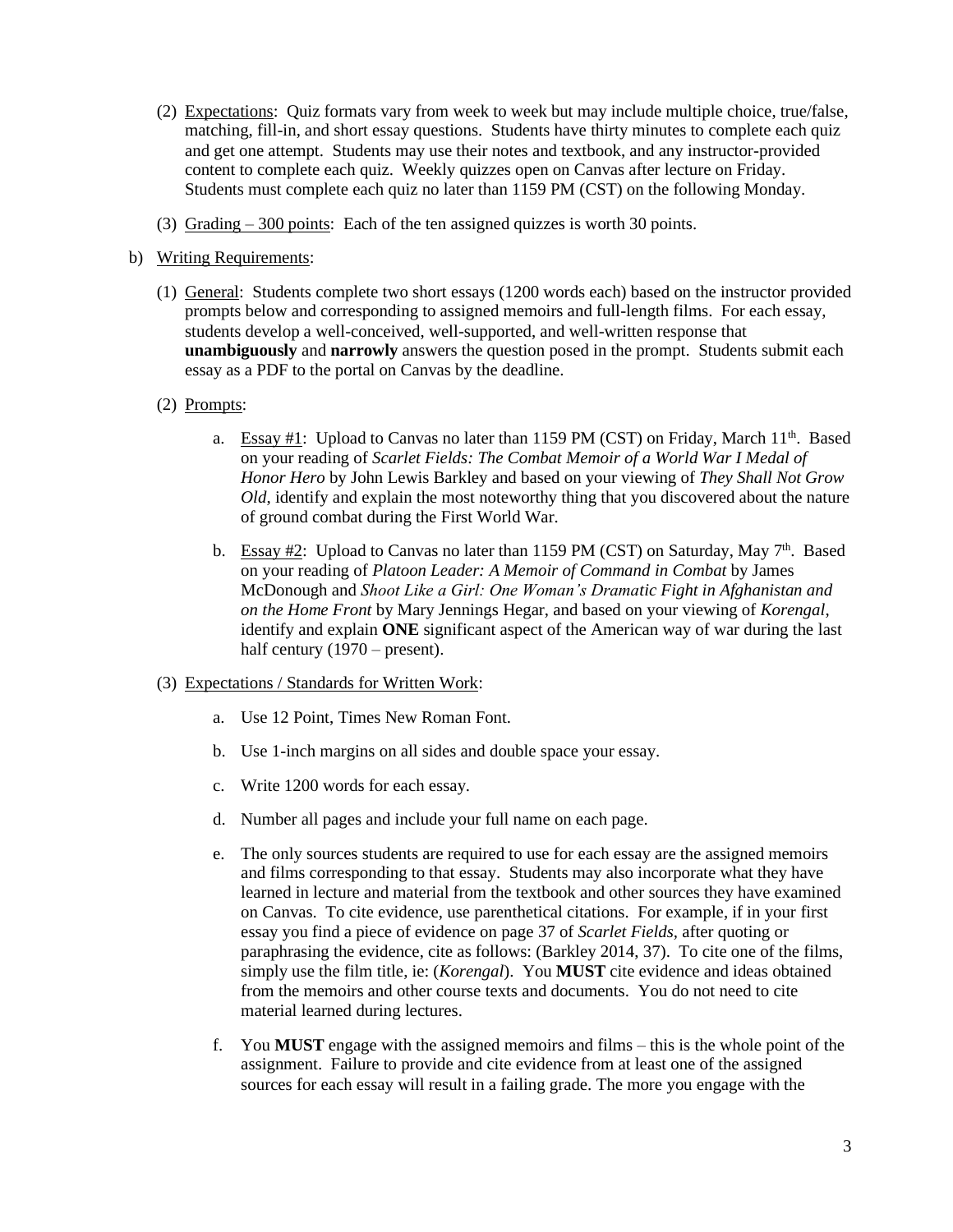(2) Expectations: Quiz formats vary from week to week but may include multiple choice, true/false, matching, fill-in, and short essay questions. Students have thirty minutes to complete each quiz and get one attempt. Students may use their notes and textbook, and any instructor-provided content to complete each quiz. Weekly quizzes open on Canvas after lecture on Friday. Students must complete each quiz no later than 1159 PM (CST) on the following Monday.

(3) Grading – 300 points: Each of the ten assigned quizzes is worth 30 points.

b) Writing Requirements:

(1) General: Students complete two short essays (1200 words each) based on the instructor provided prompts below and corresponding to assigned memoirs and full-length films. For each essay, students develop a well-conceived, well-supported, and well-written response that **unambiguously** and **narrowly** answers the question posed in the prompt. Students submit each essay as a PDF to the portal on Canvas by the deadline.

(2) Prompts:

a. Essay #1: Upload to Canvas no later than 1159 PM (CST) on Friday, March 11th. Based on your reading of *Scarlet Fields: The Combat Memoir of a World War I Medal of Honor Hero* by John Lewis Barkley and based on your viewing of *They Shall Not Grow Old*, identify and explain the most noteworthy thing that you discovered about the nature of ground combat during the First World War.

b. Essay #2: Upload to Canvas no later than 1159 PM (CST) on Saturday, May 7th. Based on your reading of *Platoon Leader: A Memoir of Command in Combat* by James McDonough and *Shoot Like a Girl: One Woman's Dramatic Fight in Afghanistan and on the Home Front* by Mary Jennings Hegar, and based on your viewing of *Korengal*, identify and explain **ONE** significant aspect of the American way of war during the last half century (1970 – present).

(3) Expectations / Standards for Written Work:

a. Use 12 Point, Times New Roman Font.

b. Use 1-inch margins on all sides and double space your essay.

c. Write 1200 words for each essay.

d. Number all pages and include your full name on each page.

e. The only sources students are required to use for each essay are the assigned memoirs and films corresponding to that essay. Students may also incorporate what they have learned in lecture and material from the textbook and other sources they have examined on Canvas. To cite evidence, use parenthetical citations. For example, if in your first essay you find a piece of evidence on page 37 of *Scarlet Fields*, after quoting or paraphrasing the evidence, cite as follows: (Barkley 2014, 37). To cite one of the films, simply use the film title, ie: (*Korengal*). You **MUST** cite evidence and ideas obtained from the memoirs and other course texts and documents. You do not need to cite material learned during lectures.

f. You **MUST** engage with the assigned memoirs and films – this is the whole point of the assignment. Failure to provide and cite evidence from at least one of the assigned sources for each essay will result in a failing grade. The more you engage with the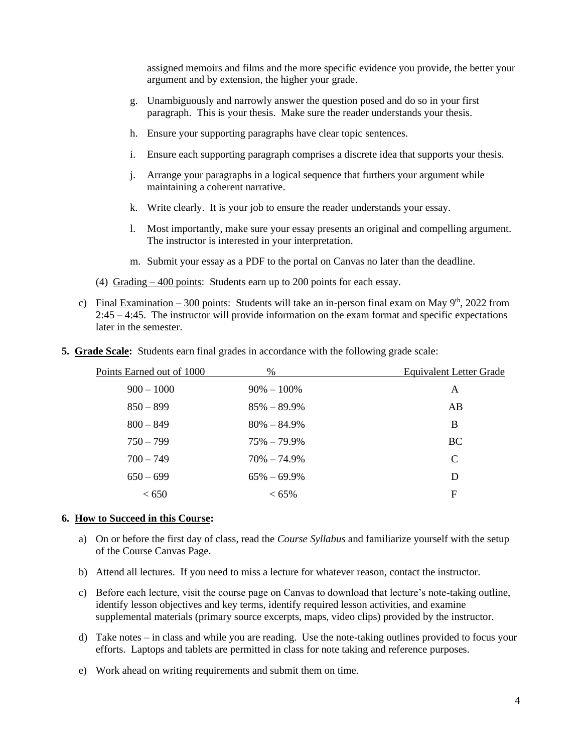assigned memoirs and films and the more specific evidence you provide, the better your argument and by extension, the higher your grade.

g. Unambiguously and narrowly answer the question posed and do so in your first paragraph. This is your thesis. Make sure the reader understands your thesis.

h. Ensure your supporting paragraphs have clear topic sentences.

i. Ensure each supporting paragraph comprises a discrete idea that supports your thesis.

j. Arrange your paragraphs in a logical sequence that furthers your argument while maintaining a coherent narrative.

k. Write clearly. It is your job to ensure the reader understands your essay.

l. Most importantly, make sure your essay presents an original and compelling argument. The instructor is interested in your interpretation.

m. Submit your essay as a PDF to the portal on Canvas no later than the deadline.

(4) Grading – 400 points: Students earn up to 200 points for each essay.

c) Final Examination – 300 points: Students will take an in-person final exam on May 9th, 2022 from 2:45 – 4:45. The instructor will provide information on the exam format and specific expectations later in the semester.

**5. Grade Scale:** Students earn final grades in accordance with the following grade scale:

| Points Earned out of 1000 | % | Equivalent Letter Grade |
|---|---|---|
| 900 – 1000 | 90% – 100% | A |
| 850 – 899 | 85% – 89.9% | AB |
| 800 – 849 | 80% – 84.9% | B |
| 750 – 799 | 75% – 79.9% | BC |
| 700 – 749 | 70% – 74.9% | C |
| 650 – 699 | 65% – 69.9% | D |
| < 650 | < 65% | F |

**6. How to Succeed in this Course:**

a) On or before the first day of class, read the *Course Syllabus* and familiarize yourself with the setup of the Course Canvas Page.

b) Attend all lectures. If you need to miss a lecture for whatever reason, contact the instructor.

c) Before each lecture, visit the course page on Canvas to download that lecture's note-taking outline, identify lesson objectives and key terms, identify required lesson activities, and examine supplemental materials (primary source excerpts, maps, video clips) provided by the instructor.

d) Take notes – in class and while you are reading. Use the note-taking outlines provided to focus your efforts. Laptops and tablets are permitted in class for note taking and reference purposes.

e) Work ahead on writing requirements and submit them on time.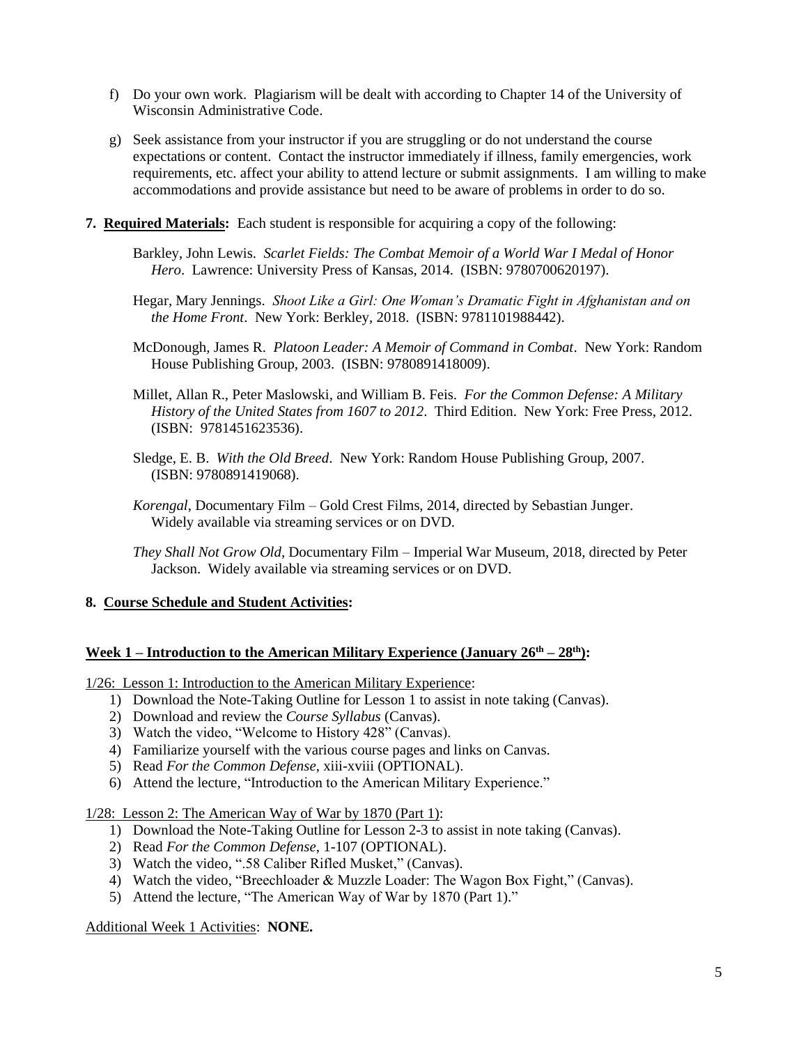f) Do your own work. Plagiarism will be dealt with according to Chapter 14 of the University of Wisconsin Administrative Code.

g) Seek assistance from your instructor if you are struggling or do not understand the course expectations or content. Contact the instructor immediately if illness, family emergencies, work requirements, etc. affect your ability to attend lecture or submit assignments. I am willing to make accommodations and provide assistance but need to be aware of problems in order to do so.

**7. Required Materials:** Each student is responsible for acquiring a copy of the following:

Barkley, John Lewis. *Scarlet Fields: The Combat Memoir of a World War I Medal of Honor Hero*. Lawrence: University Press of Kansas, 2014. (ISBN: 9780700620197).

Hegar, Mary Jennings. *Shoot Like a Girl: One Woman's Dramatic Fight in Afghanistan and on the Home Front*. New York: Berkley, 2018. (ISBN: 9781101988442).

McDonough, James R. *Platoon Leader: A Memoir of Command in Combat*. New York: Random House Publishing Group, 2003. (ISBN: 9780891418009).

Millet, Allan R., Peter Maslowski, and William B. Feis. *For the Common Defense: A Military History of the United States from 1607 to 2012*. Third Edition. New York: Free Press, 2012. (ISBN: 9781451623536).

Sledge, E. B. *With the Old Breed*. New York: Random House Publishing Group, 2007. (ISBN: 9780891419068).

*Korengal*, Documentary Film – Gold Crest Films, 2014, directed by Sebastian Junger. Widely available via streaming services or on DVD.

*They Shall Not Grow Old*, Documentary Film – Imperial War Museum, 2018, directed by Peter Jackson. Widely available via streaming services or on DVD.

**8. Course Schedule and Student Activities:**

**Week 1 – Introduction to the American Military Experience (January 26th – 28th):**

1/26: Lesson 1: Introduction to the American Military Experience:

1) Download the Note-Taking Outline for Lesson 1 to assist in note taking (Canvas).
2) Download and review the *Course Syllabus* (Canvas).
3) Watch the video, "Welcome to History 428" (Canvas).
4) Familiarize yourself with the various course pages and links on Canvas.
5) Read *For the Common Defense*, xiii-xviii (OPTIONAL).
6) Attend the lecture, "Introduction to the American Military Experience."

1/28: Lesson 2: The American Way of War by 1870 (Part 1):

1) Download the Note-Taking Outline for Lesson 2-3 to assist in note taking (Canvas).
2) Read *For the Common Defense*, 1-107 (OPTIONAL).
3) Watch the video, ".58 Caliber Rifled Musket," (Canvas).
4) Watch the video, "Breechloader & Muzzle Loader: The Wagon Box Fight," (Canvas).
5) Attend the lecture, "The American Way of War by 1870 (Part 1)."

Additional Week 1 Activities: **NONE.**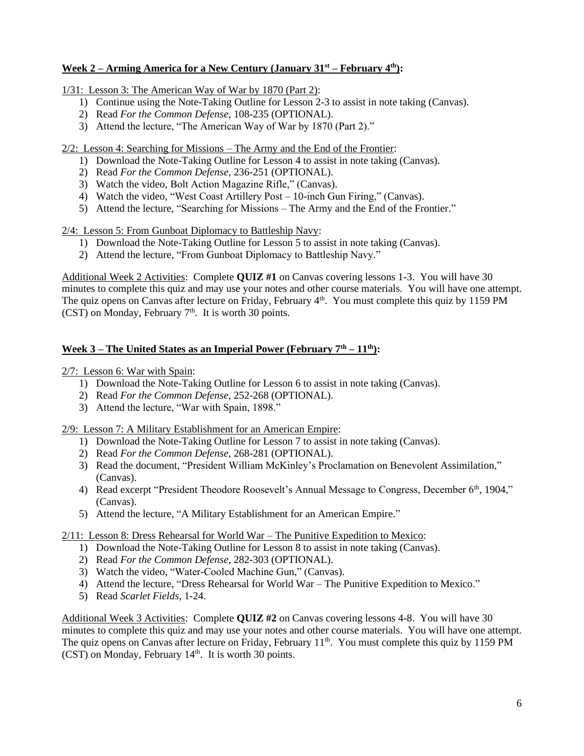**Week 2 – Arming America for a New Century (January 31st – February 4th):**

1/31: Lesson 3: The American Way of War by 1870 (Part 2):

1) Continue using the Note-Taking Outline for Lesson 2-3 to assist in note taking (Canvas).
2) Read *For the Common Defense*, 108-235 (OPTIONAL).
3) Attend the lecture, "The American Way of War by 1870 (Part 2)."

2/2: Lesson 4: Searching for Missions – The Army and the End of the Frontier:

1) Download the Note-Taking Outline for Lesson 4 to assist in note taking (Canvas).
2) Read *For the Common Defense*, 236-251 (OPTIONAL).
3) Watch the video, Bolt Action Magazine Rifle," (Canvas).
4) Watch the video, "West Coast Artillery Post – 10-inch Gun Firing," (Canvas).
5) Attend the lecture, "Searching for Missions – The Army and the End of the Frontier."

2/4: Lesson 5: From Gunboat Diplomacy to Battleship Navy:

1) Download the Note-Taking Outline for Lesson 5 to assist in note taking (Canvas).
2) Attend the lecture, "From Gunboat Diplomacy to Battleship Navy."

Additional Week 2 Activities: Complete **QUIZ #1** on Canvas covering lessons 1-3. You will have 30 minutes to complete this quiz and may use your notes and other course materials. You will have one attempt. The quiz opens on Canvas after lecture on Friday, February 4th. You must complete this quiz by 1159 PM (CST) on Monday, February 7th. It is worth 30 points.

**Week 3 – The United States as an Imperial Power (February 7th – 11th):**

2/7: Lesson 6: War with Spain:

1) Download the Note-Taking Outline for Lesson 6 to assist in note taking (Canvas).
2) Read *For the Common Defense*, 252-268 (OPTIONAL).
3) Attend the lecture, "War with Spain, 1898."

2/9: Lesson 7: A Military Establishment for an American Empire:

1) Download the Note-Taking Outline for Lesson 7 to assist in note taking (Canvas).
2) Read *For the Common Defense*, 268-281 (OPTIONAL).
3) Read the document, "President William McKinley's Proclamation on Benevolent Assimilation," (Canvas).
4) Read excerpt "President Theodore Roosevelt's Annual Message to Congress, December 6th, 1904," (Canvas).
5) Attend the lecture, "A Military Establishment for an American Empire."

2/11: Lesson 8: Dress Rehearsal for World War – The Punitive Expedition to Mexico:

1) Download the Note-Taking Outline for Lesson 8 to assist in note taking (Canvas).
2) Read *For the Common Defense*, 282-303 (OPTIONAL).
3) Watch the video, "Water-Cooled Machine Gun," (Canvas).
4) Attend the lecture, "Dress Rehearsal for World War – The Punitive Expedition to Mexico."
5) Read *Scarlet Fields*, 1-24.

Additional Week 3 Activities: Complete **QUIZ #2** on Canvas covering lessons 4-8. You will have 30 minutes to complete this quiz and may use your notes and other course materials. You will have one attempt. The quiz opens on Canvas after lecture on Friday, February 11th. You must complete this quiz by 1159 PM (CST) on Monday, February 14th. It is worth 30 points.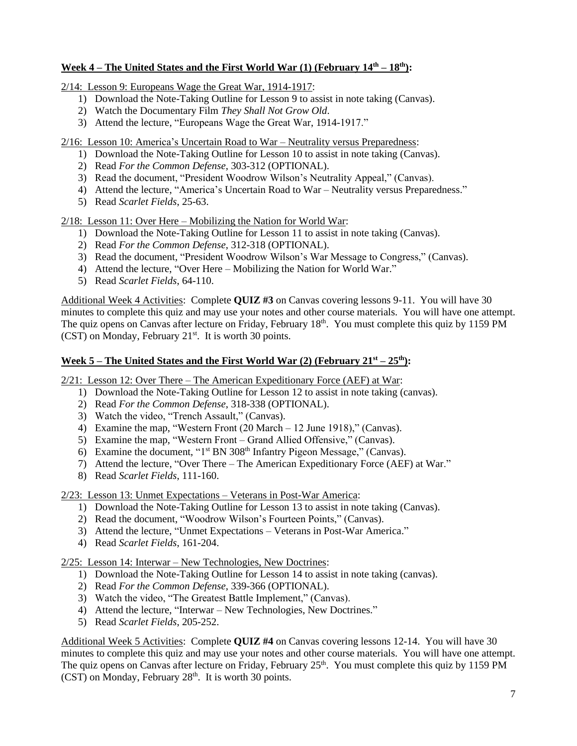**Week 4 – The United States and the First World War (1) (February 14th – 18th):**

2/14: Lesson 9: Europeans Wage the Great War, 1914-1917:

1) Download the Note-Taking Outline for Lesson 9 to assist in note taking (Canvas).
2) Watch the Documentary Film *They Shall Not Grow Old*.
3) Attend the lecture, "Europeans Wage the Great War, 1914-1917."

2/16: Lesson 10: America's Uncertain Road to War – Neutrality versus Preparedness:

1) Download the Note-Taking Outline for Lesson 10 to assist in note taking (Canvas).
2) Read *For the Common Defense*, 303-312 (OPTIONAL).
3) Read the document, "President Woodrow Wilson's Neutrality Appeal," (Canvas).
4) Attend the lecture, "America's Uncertain Road to War – Neutrality versus Preparedness."
5) Read *Scarlet Fields*, 25-63.

2/18: Lesson 11: Over Here – Mobilizing the Nation for World War:

1) Download the Note-Taking Outline for Lesson 11 to assist in note taking (Canvas).
2) Read *For the Common Defense*, 312-318 (OPTIONAL).
3) Read the document, "President Woodrow Wilson's War Message to Congress," (Canvas).
4) Attend the lecture, "Over Here – Mobilizing the Nation for World War."
5) Read *Scarlet Fields*, 64-110.

Additional Week 4 Activities: Complete **QUIZ #3** on Canvas covering lessons 9-11. You will have 30 minutes to complete this quiz and may use your notes and other course materials. You will have one attempt. The quiz opens on Canvas after lecture on Friday, February 18th. You must complete this quiz by 1159 PM (CST) on Monday, February 21st. It is worth 30 points.

**Week 5 – The United States and the First World War (2) (February 21st – 25th):**

2/21: Lesson 12: Over There – The American Expeditionary Force (AEF) at War:

1) Download the Note-Taking Outline for Lesson 12 to assist in note taking (canvas).
2) Read *For the Common Defense*, 318-338 (OPTIONAL).
3) Watch the video, "Trench Assault," (Canvas).
4) Examine the map, "Western Front (20 March – 12 June 1918)," (Canvas).
5) Examine the map, "Western Front – Grand Allied Offensive," (Canvas).
6) Examine the document, "1st BN 308th Infantry Pigeon Message," (Canvas).
7) Attend the lecture, "Over There – The American Expeditionary Force (AEF) at War."
8) Read *Scarlet Fields*, 111-160.

2/23: Lesson 13: Unmet Expectations – Veterans in Post-War America:

1) Download the Note-Taking Outline for Lesson 13 to assist in note taking (Canvas).
2) Read the document, "Woodrow Wilson's Fourteen Points," (Canvas).
3) Attend the lecture, "Unmet Expectations – Veterans in Post-War America."
4) Read *Scarlet Fields*, 161-204.

2/25: Lesson 14: Interwar – New Technologies, New Doctrines:

1) Download the Note-Taking Outline for Lesson 14 to assist in note taking (canvas).
2) Read *For the Common Defense*, 339-366 (OPTIONAL).
3) Watch the video, "The Greatest Battle Implement," (Canvas).
4) Attend the lecture, "Interwar – New Technologies, New Doctrines."
5) Read *Scarlet Fields*, 205-252.

Additional Week 5 Activities: Complete **QUIZ #4** on Canvas covering lessons 12-14. You will have 30 minutes to complete this quiz and may use your notes and other course materials. You will have one attempt. The quiz opens on Canvas after lecture on Friday, February 25th. You must complete this quiz by 1159 PM (CST) on Monday, February 28th. It is worth 30 points.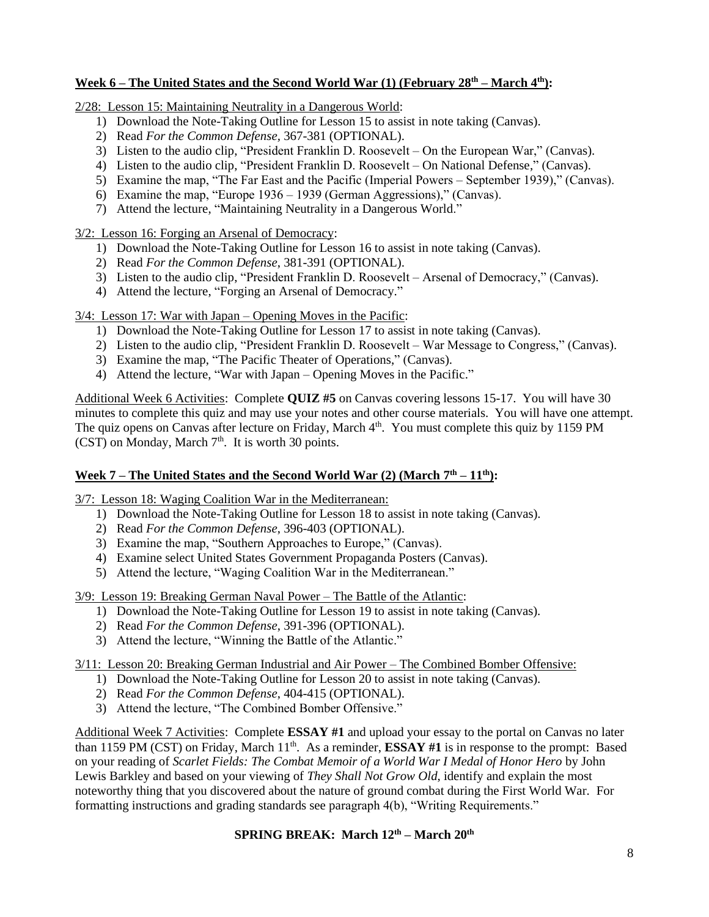**<u>Week 6 – The United States and the Second World War (1) (February 28th – March 4th)</u>:**

<u>2/28: Lesson 15: Maintaining Neutrality in a Dangerous World</u>:

1) Download the Note-Taking Outline for Lesson 15 to assist in note taking (Canvas).
2) Read *For the Common Defense,* 367-381 (OPTIONAL).
3) Listen to the audio clip, "President Franklin D. Roosevelt – On the European War," (Canvas).
4) Listen to the audio clip, "President Franklin D. Roosevelt – On National Defense," (Canvas).
5) Examine the map, "The Far East and the Pacific (Imperial Powers – September 1939)," (Canvas).
6) Examine the map, "Europe 1936 – 1939 (German Aggressions)," (Canvas).
7) Attend the lecture, "Maintaining Neutrality in a Dangerous World."

<u>3/2: Lesson 16: Forging an Arsenal of Democracy</u>:

1) Download the Note-Taking Outline for Lesson 16 to assist in note taking (Canvas).
2) Read *For the Common Defense*, 381-391 (OPTIONAL).
3) Listen to the audio clip, "President Franklin D. Roosevelt – Arsenal of Democracy," (Canvas).
4) Attend the lecture, "Forging an Arsenal of Democracy."

<u>3/4: Lesson 17: War with Japan – Opening Moves in the Pacific</u>:

1) Download the Note-Taking Outline for Lesson 17 to assist in note taking (Canvas).
2) Listen to the audio clip, "President Franklin D. Roosevelt – War Message to Congress," (Canvas).
3) Examine the map, "The Pacific Theater of Operations," (Canvas).
4) Attend the lecture, "War with Japan – Opening Moves in the Pacific."

<u>Additional Week 6 Activities</u>: Complete **QUIZ #5** on Canvas covering lessons 15-17. You will have 30 minutes to complete this quiz and may use your notes and other course materials. You will have one attempt. The quiz opens on Canvas after lecture on Friday, March 4th. You must complete this quiz by 1159 PM (CST) on Monday, March 7th. It is worth 30 points.

**<u>Week 7 – The United States and the Second World War (2) (March 7th – 11th)</u>:**

<u>3/7: Lesson 18: Waging Coalition War in the Mediterranean:</u>

1) Download the Note-Taking Outline for Lesson 18 to assist in note taking (Canvas).
2) Read *For the Common Defense*, 396-403 (OPTIONAL).
3) Examine the map, "Southern Approaches to Europe," (Canvas).
4) Examine select United States Government Propaganda Posters (Canvas).
5) Attend the lecture, "Waging Coalition War in the Mediterranean."

<u>3/9: Lesson 19: Breaking German Naval Power – The Battle of the Atlantic</u>:

1) Download the Note-Taking Outline for Lesson 19 to assist in note taking (Canvas).
2) Read *For the Common Defense,* 391-396 (OPTIONAL).
3) Attend the lecture, "Winning the Battle of the Atlantic."

<u>3/11: Lesson 20: Breaking German Industrial and Air Power – The Combined Bomber Offensive:</u>

1) Download the Note-Taking Outline for Lesson 20 to assist in note taking (Canvas).
2) Read *For the Common Defense*, 404-415 (OPTIONAL).
3) Attend the lecture, "The Combined Bomber Offensive."

<u>Additional Week 7 Activities</u>: Complete **ESSAY #1** and upload your essay to the portal on Canvas no later than 1159 PM (CST) on Friday, March 11th. As a reminder, **ESSAY #1** is in response to the prompt: Based on your reading of *Scarlet Fields: The Combat Memoir of a World War I Medal of Honor Hero* by John Lewis Barkley and based on your viewing of *They Shall Not Grow Old*, identify and explain the most noteworthy thing that you discovered about the nature of ground combat during the First World War. For formatting instructions and grading standards see paragraph 4(b), "Writing Requirements."

**SPRING BREAK: March 12th – March 20th**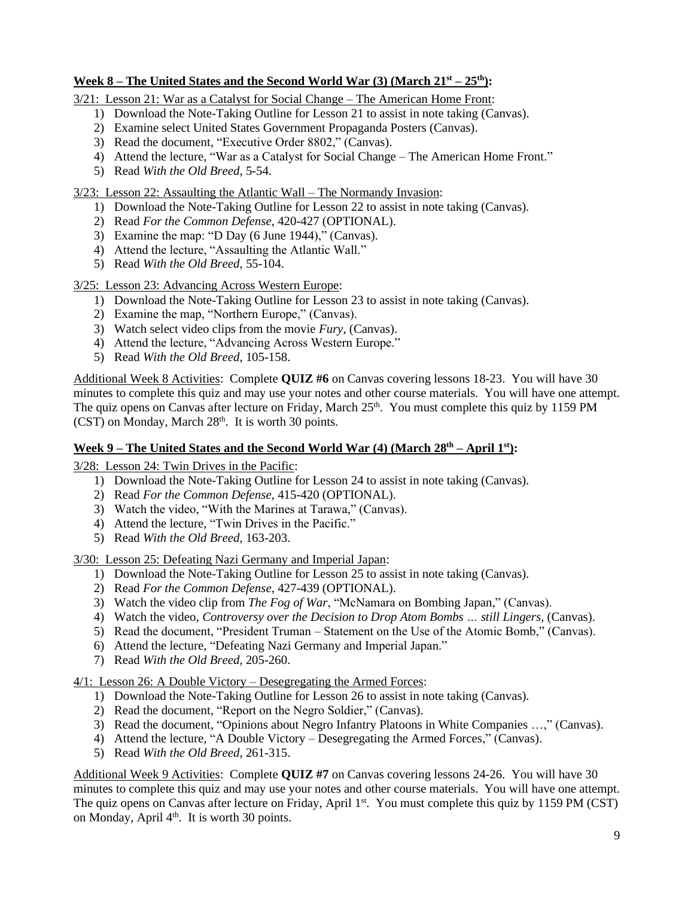**<u>Week 8 – The United States and the Second World War (3) (March 21st – 25th):</u>**

<u>3/21: Lesson 21: War as a Catalyst for Social Change – The American Home Front</u>:

1) Download the Note-Taking Outline for Lesson 21 to assist in note taking (Canvas).
2) Examine select United States Government Propaganda Posters (Canvas).
3) Read the document, "Executive Order 8802," (Canvas).
4) Attend the lecture, "War as a Catalyst for Social Change – The American Home Front."
5) Read *With the Old Breed*, 5-54.

<u>3/23: Lesson 22: Assaulting the Atlantic Wall – The Normandy Invasion</u>:

1) Download the Note-Taking Outline for Lesson 22 to assist in note taking (Canvas).
2) Read *For the Common Defense*, 420-427 (OPTIONAL).
3) Examine the map: "D Day (6 June 1944)," (Canvas).
4) Attend the lecture, "Assaulting the Atlantic Wall."
5) Read *With the Old Breed*, 55-104.

<u>3/25: Lesson 23: Advancing Across Western Europe</u>:

1) Download the Note-Taking Outline for Lesson 23 to assist in note taking (Canvas).
2) Examine the map, "Northern Europe," (Canvas).
3) Watch select video clips from the movie *Fury*, (Canvas).
4) Attend the lecture, "Advancing Across Western Europe."
5) Read *With the Old Breed*, 105-158.

<u>Additional Week 8 Activities</u>: Complete **QUIZ #6** on Canvas covering lessons 18-23. You will have 30 minutes to complete this quiz and may use your notes and other course materials. You will have one attempt. The quiz opens on Canvas after lecture on Friday, March 25th. You must complete this quiz by 1159 PM (CST) on Monday, March 28th. It is worth 30 points.

**<u>Week 9 – The United States and the Second World War (4) (March 28th – April 1st):</u>**

<u>3/28: Lesson 24: Twin Drives in the Pacific</u>:

1) Download the Note-Taking Outline for Lesson 24 to assist in note taking (Canvas).
2) Read *For the Common Defense*, 415-420 (OPTIONAL).
3) Watch the video, "With the Marines at Tarawa," (Canvas).
4) Attend the lecture, "Twin Drives in the Pacific."
5) Read *With the Old Breed*, 163-203.

<u>3/30: Lesson 25: Defeating Nazi Germany and Imperial Japan</u>:

1) Download the Note-Taking Outline for Lesson 25 to assist in note taking (Canvas).
2) Read *For the Common Defense*, 427-439 (OPTIONAL).
3) Watch the video clip from *The Fog of War*, "McNamara on Bombing Japan," (Canvas).
4) Watch the video, *Controversy over the Decision to Drop Atom Bombs … still Lingers*, (Canvas).
5) Read the document, "President Truman – Statement on the Use of the Atomic Bomb," (Canvas).
6) Attend the lecture, "Defeating Nazi Germany and Imperial Japan."
7) Read *With the Old Breed*, 205-260.

<u>4/1: Lesson 26: A Double Victory – Desegregating the Armed Forces</u>:

1) Download the Note-Taking Outline for Lesson 26 to assist in note taking (Canvas).
2) Read the document, "Report on the Negro Soldier," (Canvas).
3) Read the document, "Opinions about Negro Infantry Platoons in White Companies …," (Canvas).
4) Attend the lecture, "A Double Victory – Desegregating the Armed Forces," (Canvas).
5) Read *With the Old Breed*, 261-315.

<u>Additional Week 9 Activities</u>: Complete **QUIZ #7** on Canvas covering lessons 24-26. You will have 30 minutes to complete this quiz and may use your notes and other course materials. You will have one attempt. The quiz opens on Canvas after lecture on Friday, April 1st. You must complete this quiz by 1159 PM (CST) on Monday, April 4th. It is worth 30 points.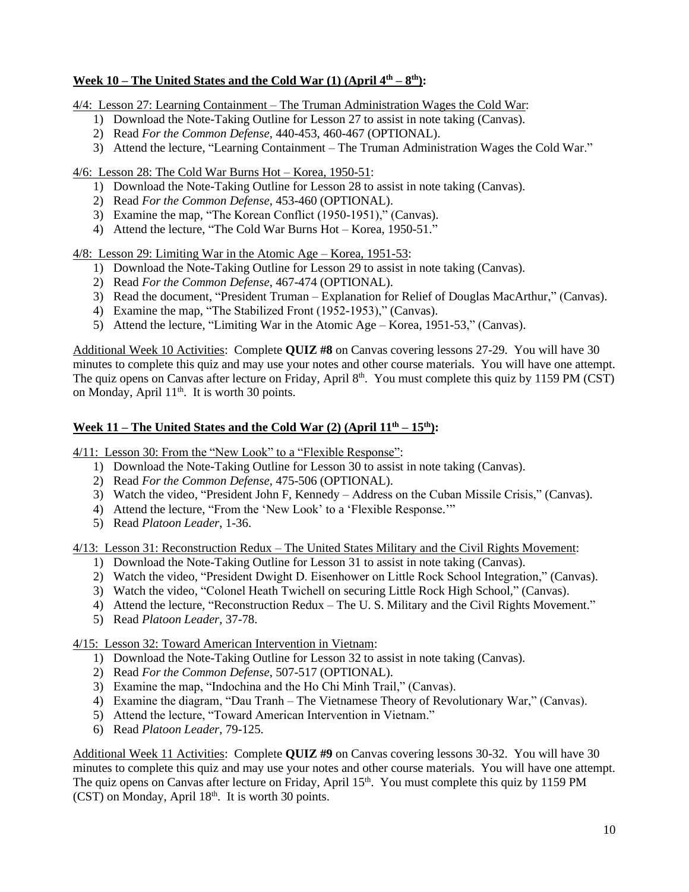**<u>Week 10 – The United States and the Cold War (1) (April 4th – 8th)</u>:**

<u>4/4: Lesson 27: Learning Containment – The Truman Administration Wages the Cold War</u>:

1) Download the Note-Taking Outline for Lesson 27 to assist in note taking (Canvas).
2) Read *For the Common Defense*, 440-453, 460-467 (OPTIONAL).
3) Attend the lecture, "Learning Containment – The Truman Administration Wages the Cold War."

<u>4/6: Lesson 28: The Cold War Burns Hot – Korea, 1950-51</u>:

1) Download the Note-Taking Outline for Lesson 28 to assist in note taking (Canvas).
2) Read *For the Common Defense*, 453-460 (OPTIONAL).
3) Examine the map, "The Korean Conflict (1950-1951)," (Canvas).
4) Attend the lecture, "The Cold War Burns Hot – Korea, 1950-51."

<u>4/8: Lesson 29: Limiting War in the Atomic Age – Korea, 1951-53</u>:

1) Download the Note-Taking Outline for Lesson 29 to assist in note taking (Canvas).
2) Read *For the Common Defense*, 467-474 (OPTIONAL).
3) Read the document, "President Truman – Explanation for Relief of Douglas MacArthur," (Canvas).
4) Examine the map, "The Stabilized Front (1952-1953)," (Canvas).
5) Attend the lecture, "Limiting War in the Atomic Age – Korea, 1951-53," (Canvas).

<u>Additional Week 10 Activities</u>: Complete **QUIZ #8** on Canvas covering lessons 27-29. You will have 30 minutes to complete this quiz and may use your notes and other course materials. You will have one attempt. The quiz opens on Canvas after lecture on Friday, April 8th. You must complete this quiz by 1159 PM (CST) on Monday, April 11th. It is worth 30 points.

**<u>Week 11 – The United States and the Cold War (2) (April 11th – 15th)</u>:**

<u>4/11: Lesson 30: From the "New Look" to a "Flexible Response"</u>:

1) Download the Note-Taking Outline for Lesson 30 to assist in note taking (Canvas).
2) Read *For the Common Defense*, 475-506 (OPTIONAL).
3) Watch the video, "President John F, Kennedy – Address on the Cuban Missile Crisis," (Canvas).
4) Attend the lecture, "From the 'New Look' to a 'Flexible Response.'"
5) Read *Platoon Leader*, 1-36.

<u>4/13: Lesson 31: Reconstruction Redux – The United States Military and the Civil Rights Movement</u>:

1) Download the Note-Taking Outline for Lesson 31 to assist in note taking (Canvas).
2) Watch the video, "President Dwight D. Eisenhower on Little Rock School Integration," (Canvas).
3) Watch the video, "Colonel Heath Twichell on securing Little Rock High School," (Canvas).
4) Attend the lecture, "Reconstruction Redux – The U. S. Military and the Civil Rights Movement."
5) Read *Platoon Leader*, 37-78.

<u>4/15: Lesson 32: Toward American Intervention in Vietnam</u>:

1) Download the Note-Taking Outline for Lesson 32 to assist in note taking (Canvas).
2) Read *For the Common Defense*, 507-517 (OPTIONAL).
3) Examine the map, "Indochina and the Ho Chi Minh Trail," (Canvas).
4) Examine the diagram, "Dau Tranh – The Vietnamese Theory of Revolutionary War," (Canvas).
5) Attend the lecture, "Toward American Intervention in Vietnam."
6) Read *Platoon Leader*, 79-125.

<u>Additional Week 11 Activities</u>: Complete **QUIZ #9** on Canvas covering lessons 30-32. You will have 30 minutes to complete this quiz and may use your notes and other course materials. You will have one attempt. The quiz opens on Canvas after lecture on Friday, April 15th. You must complete this quiz by 1159 PM (CST) on Monday, April 18th. It is worth 30 points.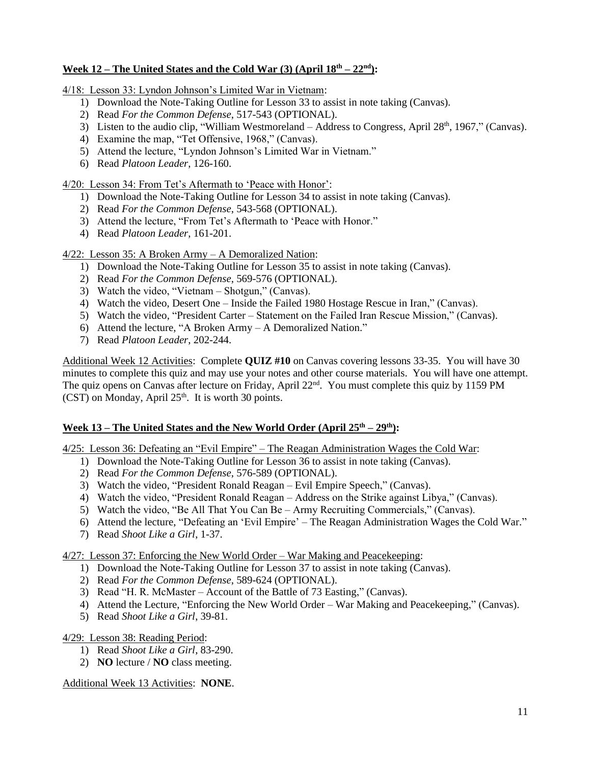**<u>Week 12 – The United States and the Cold War (3) (April 18th – 22nd):</u>**

<u>4/18: Lesson 33: Lyndon Johnson's Limited War in Vietnam</u>:

1) Download the Note-Taking Outline for Lesson 33 to assist in note taking (Canvas).
2) Read *For the Common Defense*, 517-543 (OPTIONAL).
3) Listen to the audio clip, "William Westmoreland – Address to Congress, April 28th, 1967," (Canvas).
4) Examine the map, "Tet Offensive, 1968," (Canvas).
5) Attend the lecture, "Lyndon Johnson's Limited War in Vietnam."
6) Read *Platoon Leader,* 126-160.

<u>4/20: Lesson 34: From Tet's Aftermath to 'Peace with Honor'</u>:

1) Download the Note-Taking Outline for Lesson 34 to assist in note taking (Canvas).
2) Read *For the Common Defense*, 543-568 (OPTIONAL).
3) Attend the lecture, "From Tet's Aftermath to 'Peace with Honor."
4) Read *Platoon Leader,* 161-201.

<u>4/22: Lesson 35: A Broken Army – A Demoralized Nation</u>:

1) Download the Note-Taking Outline for Lesson 35 to assist in note taking (Canvas).
2) Read *For the Common Defense*, 569-576 (OPTIONAL).
3) Watch the video, "Vietnam – Shotgun," (Canvas).
4) Watch the video, Desert One – Inside the Failed 1980 Hostage Rescue in Iran," (Canvas).
5) Watch the video, "President Carter – Statement on the Failed Iran Rescue Mission," (Canvas).
6) Attend the lecture, "A Broken Army – A Demoralized Nation."
7) Read *Platoon Leader,* 202-244.

<u>Additional Week 12 Activities</u>: Complete **QUIZ #10** on Canvas covering lessons 33-35. You will have 30 minutes to complete this quiz and may use your notes and other course materials. You will have one attempt. The quiz opens on Canvas after lecture on Friday, April 22nd. You must complete this quiz by 1159 PM (CST) on Monday, April 25th. It is worth 30 points.

**<u>Week 13 – The United States and the New World Order (April 25th – 29th):</u>**

<u>4/25: Lesson 36: Defeating an "Evil Empire" – The Reagan Administration Wages the Cold War</u>:

1) Download the Note-Taking Outline for Lesson 36 to assist in note taking (Canvas).
2) Read *For the Common Defense*, 576-589 (OPTIONAL).
3) Watch the video, "President Ronald Reagan – Evil Empire Speech," (Canvas).
4) Watch the video, "President Ronald Reagan – Address on the Strike against Libya," (Canvas).
5) Watch the video, "Be All That You Can Be – Army Recruiting Commercials," (Canvas).
6) Attend the lecture, "Defeating an 'Evil Empire' – The Reagan Administration Wages the Cold War."
7) Read *Shoot Like a Girl*, 1-37.

<u>4/27: Lesson 37: Enforcing the New World Order – War Making and Peacekeeping</u>:

1) Download the Note-Taking Outline for Lesson 37 to assist in note taking (Canvas).
2) Read *For the Common Defense*, 589-624 (OPTIONAL).
3) Read "H. R. McMaster – Account of the Battle of 73 Easting," (Canvas).
4) Attend the Lecture, "Enforcing the New World Order – War Making and Peacekeeping," (Canvas).
5) Read *Shoot Like a Girl*, 39-81.

<u>4/29: Lesson 38: Reading Period</u>:

1) Read *Shoot Like a Girl*, 83-290.
2) **NO** lecture / **NO** class meeting.

<u>Additional Week 13 Activities</u>: **NONE**.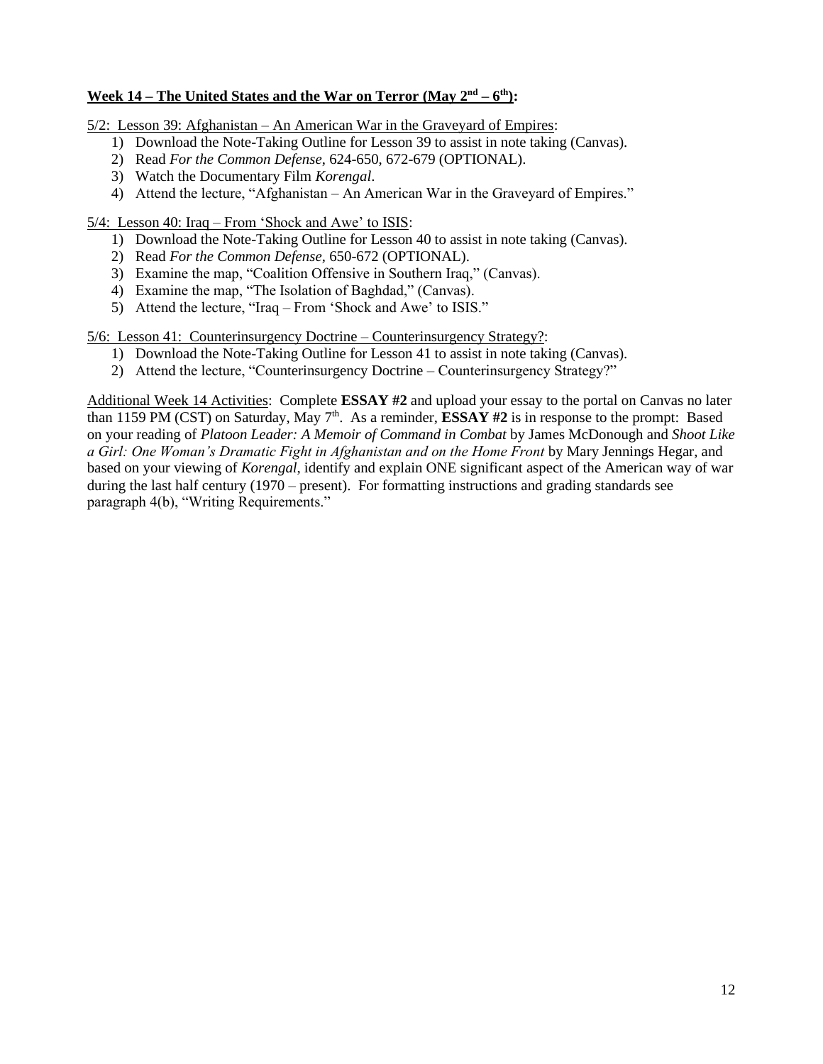**<u>Week 14 – The United States and the War on Terror (May 2nd – 6th)</u>:**

<u>5/2: Lesson 39: Afghanistan – An American War in the Graveyard of Empires</u>:

1) Download the Note-Taking Outline for Lesson 39 to assist in note taking (Canvas).
2) Read *For the Common Defense*, 624-650, 672-679 (OPTIONAL).
3) Watch the Documentary Film *Korengal*.
4) Attend the lecture, "Afghanistan – An American War in the Graveyard of Empires."

<u>5/4: Lesson 40: Iraq – From 'Shock and Awe' to ISIS</u>:

1) Download the Note-Taking Outline for Lesson 40 to assist in note taking (Canvas).
2) Read *For the Common Defense*, 650-672 (OPTIONAL).
3) Examine the map, "Coalition Offensive in Southern Iraq," (Canvas).
4) Examine the map, "The Isolation of Baghdad," (Canvas).
5) Attend the lecture, "Iraq – From 'Shock and Awe' to ISIS."

<u>5/6: Lesson 41: Counterinsurgency Doctrine – Counterinsurgency Strategy?</u>:

1) Download the Note-Taking Outline for Lesson 41 to assist in note taking (Canvas).
2) Attend the lecture, "Counterinsurgency Doctrine – Counterinsurgency Strategy?"

<u>Additional Week 14 Activities</u>: Complete **ESSAY #2** and upload your essay to the portal on Canvas no later than 1159 PM (CST) on Saturday, May 7th. As a reminder, **ESSAY #2** is in response to the prompt: Based on your reading of *Platoon Leader: A Memoir of Command in Combat* by James McDonough and *Shoot Like a Girl: One Woman's Dramatic Fight in Afghanistan and on the Home Front* by Mary Jennings Hegar, and based on your viewing of *Korengal*, identify and explain ONE significant aspect of the American way of war during the last half century (1970 – present). For formatting instructions and grading standards see paragraph 4(b), "Writing Requirements."